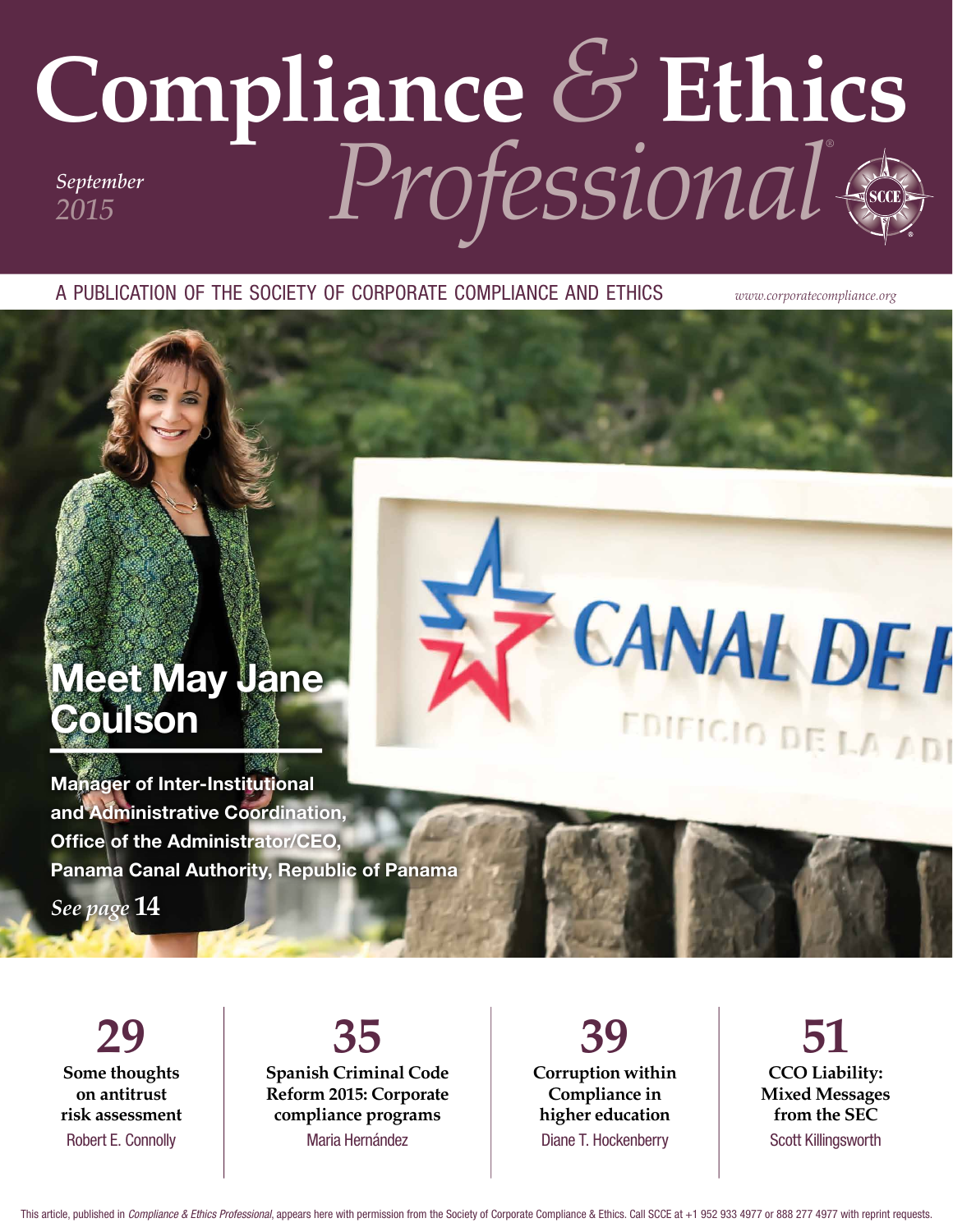# Compliance & Ethics Professional®

*September 2015*

A PUBLICATION OF THE SOCIETY OF CORPORATE COMPLIANCE AND ETHICS

*www.corporatecompliance.org*

## Meet May Jane Coulson

**Manager of Inter-Institutional and Administrative Coordination, Office of the Administrator/CEO, Panama Canal Authority, Republic of Panama**

*See page* **14**

**29**
**Some thoughts on antitrust risk assessment**
Robert E. Connolly

**35**
**Spanish Criminal Code Reform 2015: Corporate compliance programs**
Maria Hernández

**39**
**Corruption within Compliance in higher education**
Diane T. Hockenberry

**51**
**CCO Liability: Mixed Messages from the SEC**
Scott Killingsworth

This article, published in *Compliance & Ethics Professional*, appears here with permission from the Society of Corporate Compliance & Ethics. Call SCCE at +1 952 933 4977 or 888 277 4977 with reprint requests.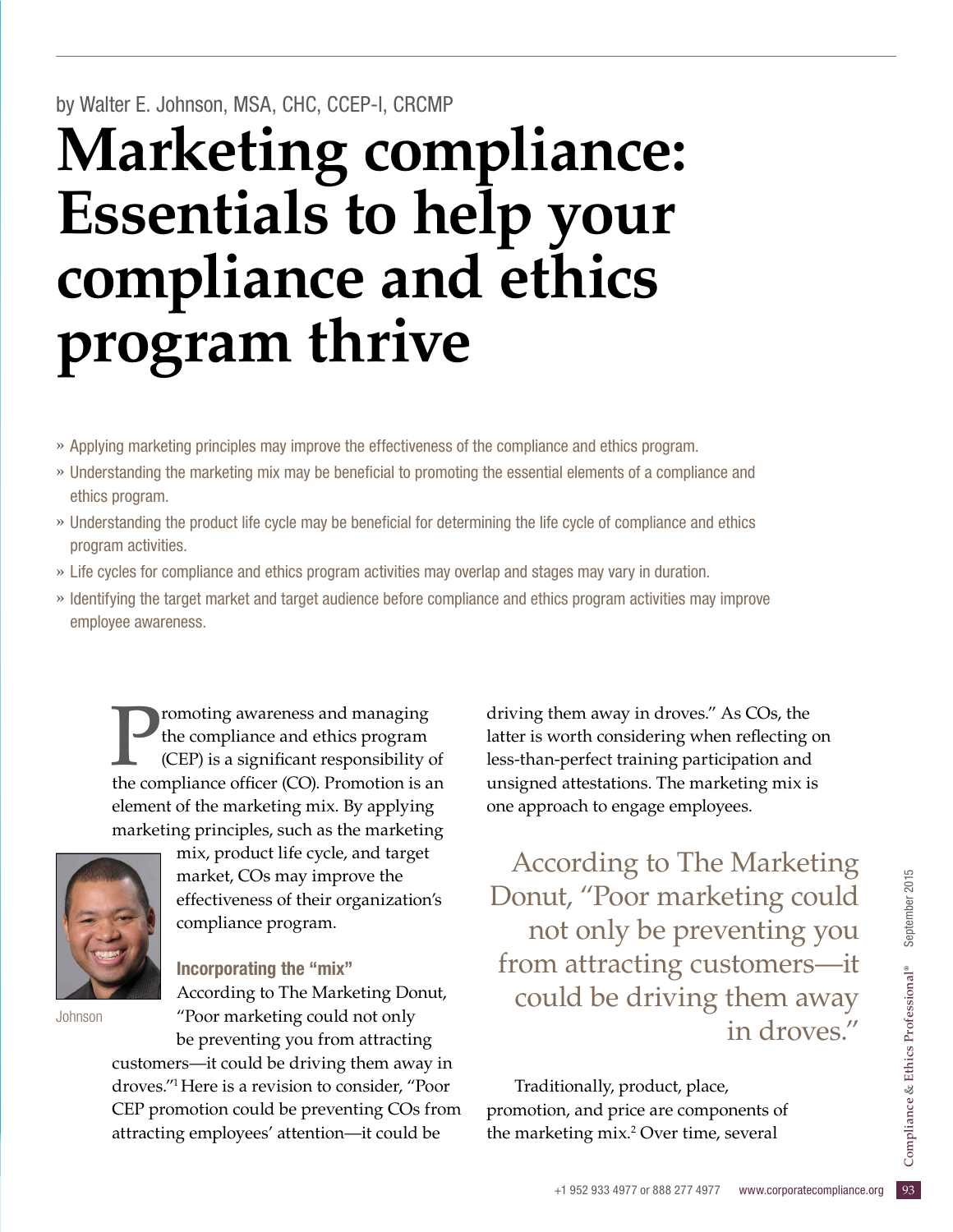by Walter E. Johnson, MSA, CHC, CCEP-I, CRCMP

# Marketing compliance: Essentials to help your compliance and ethics program thrive

- » Applying marketing principles may improve the effectiveness of the compliance and ethics program.
- » Understanding the marketing mix may be beneficial to promoting the essential elements of a compliance and ethics program.
- » Understanding the product life cycle may be beneficial for determining the life cycle of compliance and ethics program activities.
- » Life cycles for compliance and ethics program activities may overlap and stages may vary in duration.
- » Identifying the target market and target audience before compliance and ethics program activities may improve employee awareness.

Promoting awareness and managing the compliance and ethics program (CEP) is a significant responsibility of the compliance officer (CO). Promotion is an element of the marketing mix. By applying marketing principles, such as the marketing mix, product life cycle, and target market, COs may improve the effectiveness of their organization's compliance program.

Johnson

### Incorporating the "mix"

According to The Marketing Donut, "Poor marketing could not only be preventing you from attracting customers—it could be driving them away in droves."[1] Here is a revision to consider, "Poor CEP promotion could be preventing COs from attracting employees' attention—it could be driving them away in droves." As COs, the latter is worth considering when reflecting on less-than-perfect training participation and unsigned attestations. The marketing mix is one approach to engage employees.

> According to The Marketing Donut, "Poor marketing could not only be preventing you from attracting customers—it could be driving them away in droves."

Traditionally, product, place, promotion, and price are components of the marketing mix.[2] Over time, several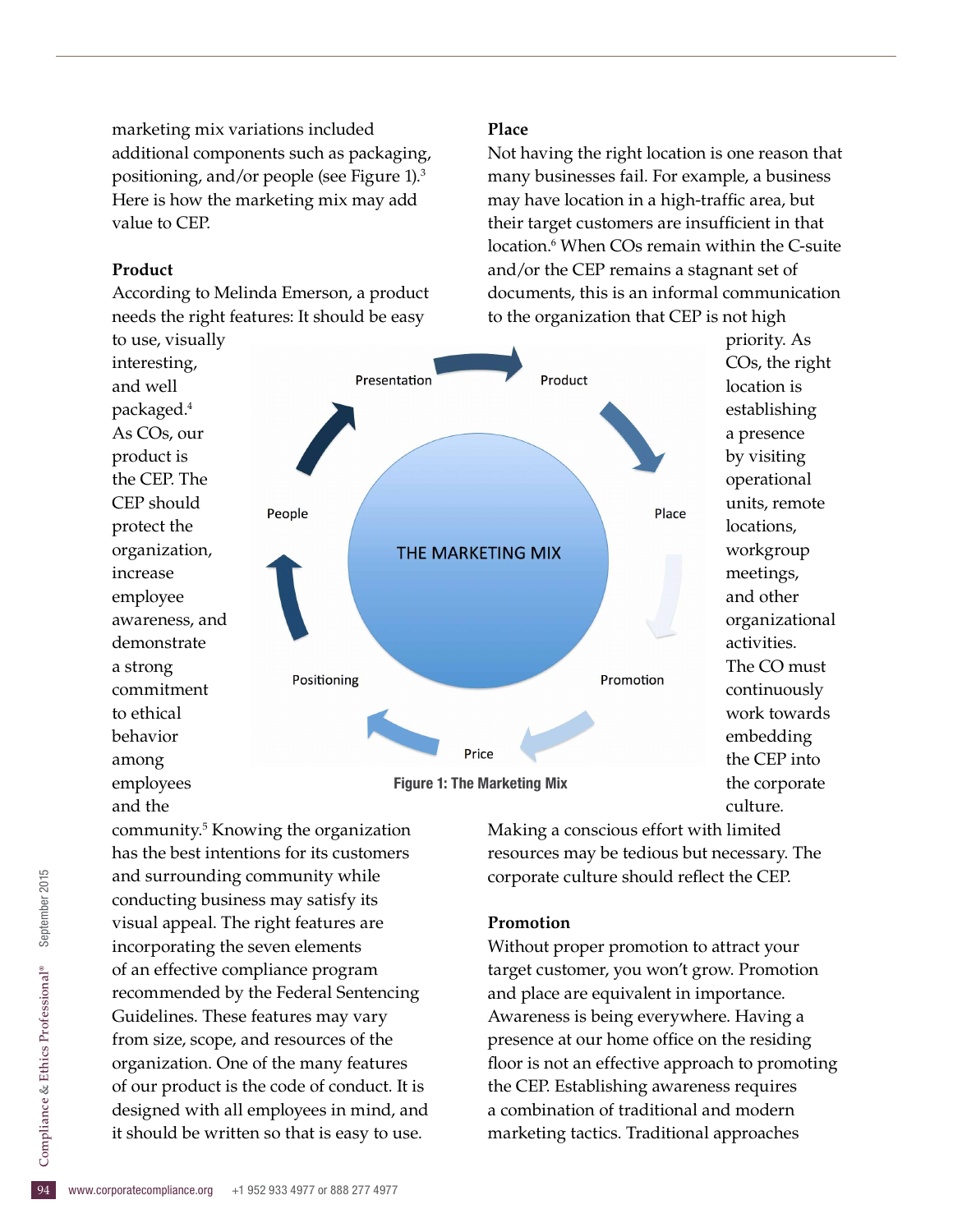marketing mix variations included additional components such as packaging, positioning, and/or people (see Figure 1).[3] Here is how the marketing mix may add value to CEP.

### Product

According to Melinda Emerson, a product needs the right features: It should be easy to use, visually interesting, and well packaged.[4] As COs, our product is the CEP. The CEP should protect the organization, increase employee awareness, and demonstrate a strong commitment to ethical behavior among employees and the community.[5] Knowing the organization has the best intentions for its customers and surrounding community while conducting business may satisfy its visual appeal. The right features are incorporating the seven elements of an effective compliance program recommended by the Federal Sentencing Guidelines. These features may vary from size, scope, and resources of the organization. One of the many features of our product is the code of conduct. It is designed with all employees in mind, and it should be written so that is easy to use.

Figure 1: The Marketing Mix

### Place

Not having the right location is one reason that many businesses fail. For example, a business may have location in a high-traffic area, but their target customers are insufficient in that location.[6] When COs remain within the C-suite and/or the CEP remains a stagnant set of documents, this is an informal communication to the organization that CEP is not high priority. As COs, the right location is establishing a presence by visiting operational units, remote locations, workgroup meetings, and other organizational activities. The CO must continuously work towards embedding the CEP into the corporate culture. Making a conscious effort with limited resources may be tedious but necessary. The corporate culture should reflect the CEP.

### Promotion

Without proper promotion to attract your target customer, you won't grow. Promotion and place are equivalent in importance. Awareness is being everywhere. Having a presence at our home office on the residing floor is not an effective approach to promoting the CEP. Establishing awareness requires a combination of traditional and modern marketing tactics. Traditional approaches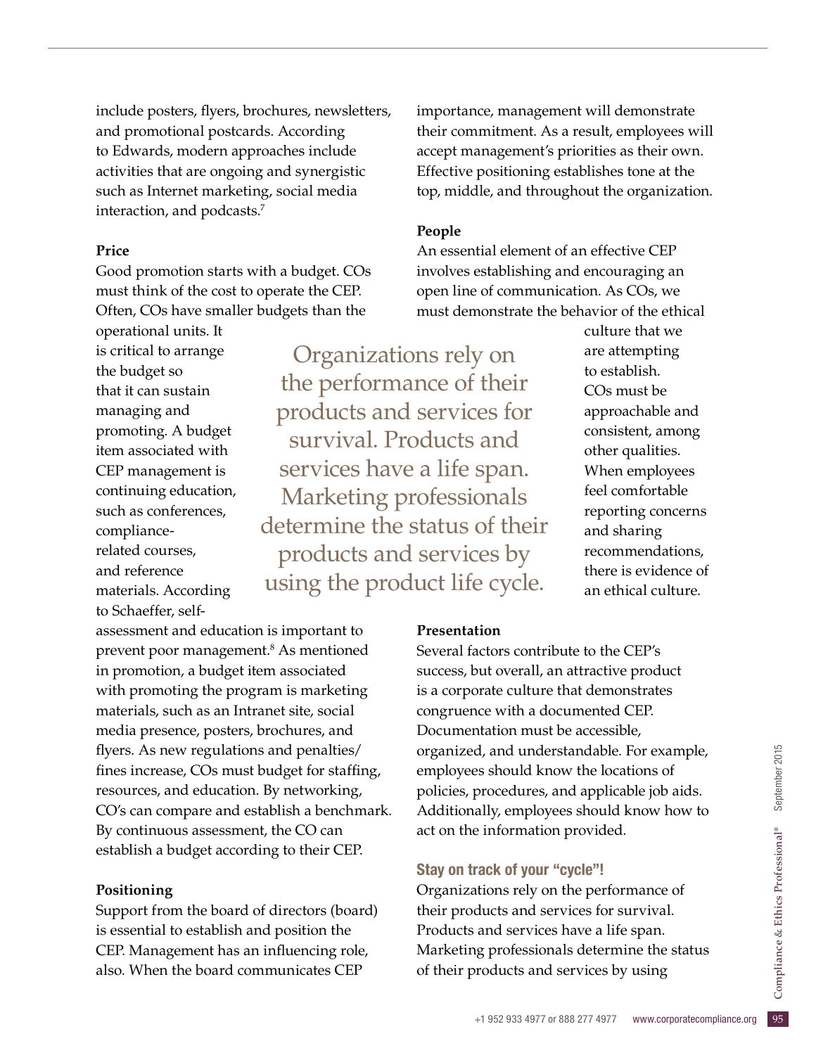include posters, flyers, brochures, newsletters, and promotional postcards. According to Edwards, modern approaches include activities that are ongoing and synergistic such as Internet marketing, social media interaction, and podcasts.[7]

**Price**

Good promotion starts with a budget. COs must think of the cost to operate the CEP. Often, COs have smaller budgets than the operational units. It is critical to arrange the budget so that it can sustain managing and promoting. A budget item associated with CEP management is continuing education, such as conferences, compliance-related courses, and reference materials. According to Schaeffer, self-assessment and education is important to prevent poor management.[8] As mentioned in promotion, a budget item associated with promoting the program is marketing materials, such as an Intranet site, social media presence, posters, brochures, and flyers. As new regulations and penalties/fines increase, COs must budget for staffing, resources, and education. By networking, CO's can compare and establish a benchmark. By continuous assessment, the CO can establish a budget according to their CEP.

**Positioning**

Support from the board of directors (board) is essential to establish and position the CEP. Management has an influencing role, also. When the board communicates CEP importance, management will demonstrate their commitment. As a result, employees will accept management's priorities as their own. Effective positioning establishes tone at the top, middle, and throughout the organization.

**People**

An essential element of an effective CEP involves establishing and encouraging an open line of communication. As COs, we must demonstrate the behavior of the ethical culture that we are attempting to establish. COs must be approachable and consistent, among other qualities. When employees feel comfortable reporting concerns and sharing recommendations, there is evidence of an ethical culture.

> Organizations rely on the performance of their products and services for survival. Products and services have a life span. Marketing professionals determine the status of their products and services by using the product life cycle.

**Presentation**

Several factors contribute to the CEP's success, but overall, an attractive product is a corporate culture that demonstrates congruence with a documented CEP. Documentation must be accessible, organized, and understandable. For example, employees should know the locations of policies, procedures, and applicable job aids. Additionally, employees should know how to act on the information provided.

### Stay on track of your "cycle"!

Organizations rely on the performance of their products and services for survival. Products and services have a life span. Marketing professionals determine the status of their products and services by using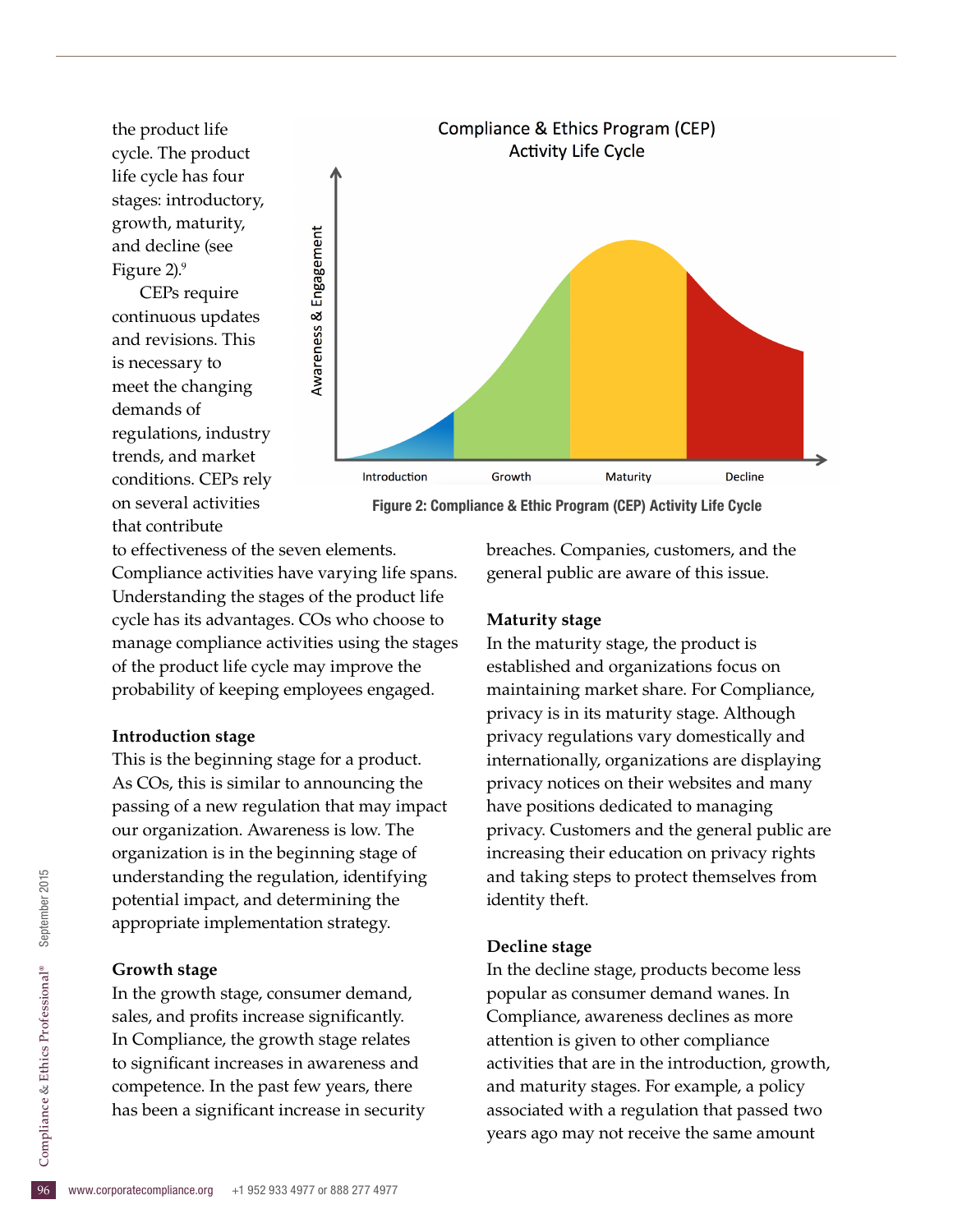the product life cycle. The product life cycle has four stages: introductory, growth, maturity, and decline (see Figure 2).[9]

CEPs require continuous updates and revisions. This is necessary to meet the changing demands of regulations, industry trends, and market conditions. CEPs rely on several activities that contribute to effectiveness of the seven elements. Compliance activities have varying life spans. Understanding the stages of the product life cycle has its advantages. COs who choose to manage compliance activities using the stages of the product life cycle may improve the probability of keeping employees engaged.

**Figure 2: Compliance & Ethic Program (CEP) Activity Life Cycle**

### Introduction stage

This is the beginning stage for a product. As COs, this is similar to announcing the passing of a new regulation that may impact our organization. Awareness is low. The organization is in the beginning stage of understanding the regulation, identifying potential impact, and determining the appropriate implementation strategy.

### Growth stage

In the growth stage, consumer demand, sales, and profits increase significantly. In Compliance, the growth stage relates to significant increases in awareness and competence. In the past few years, there has been a significant increase in security breaches. Companies, customers, and the general public are aware of this issue.

### Maturity stage

In the maturity stage, the product is established and organizations focus on maintaining market share. For Compliance, privacy is in its maturity stage. Although privacy regulations vary domestically and internationally, organizations are displaying privacy notices on their websites and many have positions dedicated to managing privacy. Customers and the general public are increasing their education on privacy rights and taking steps to protect themselves from identity theft.

### Decline stage

In the decline stage, products become less popular as consumer demand wanes. In Compliance, awareness declines as more attention is given to other compliance activities that are in the introduction, growth, and maturity stages. For example, a policy associated with a regulation that passed two years ago may not receive the same amount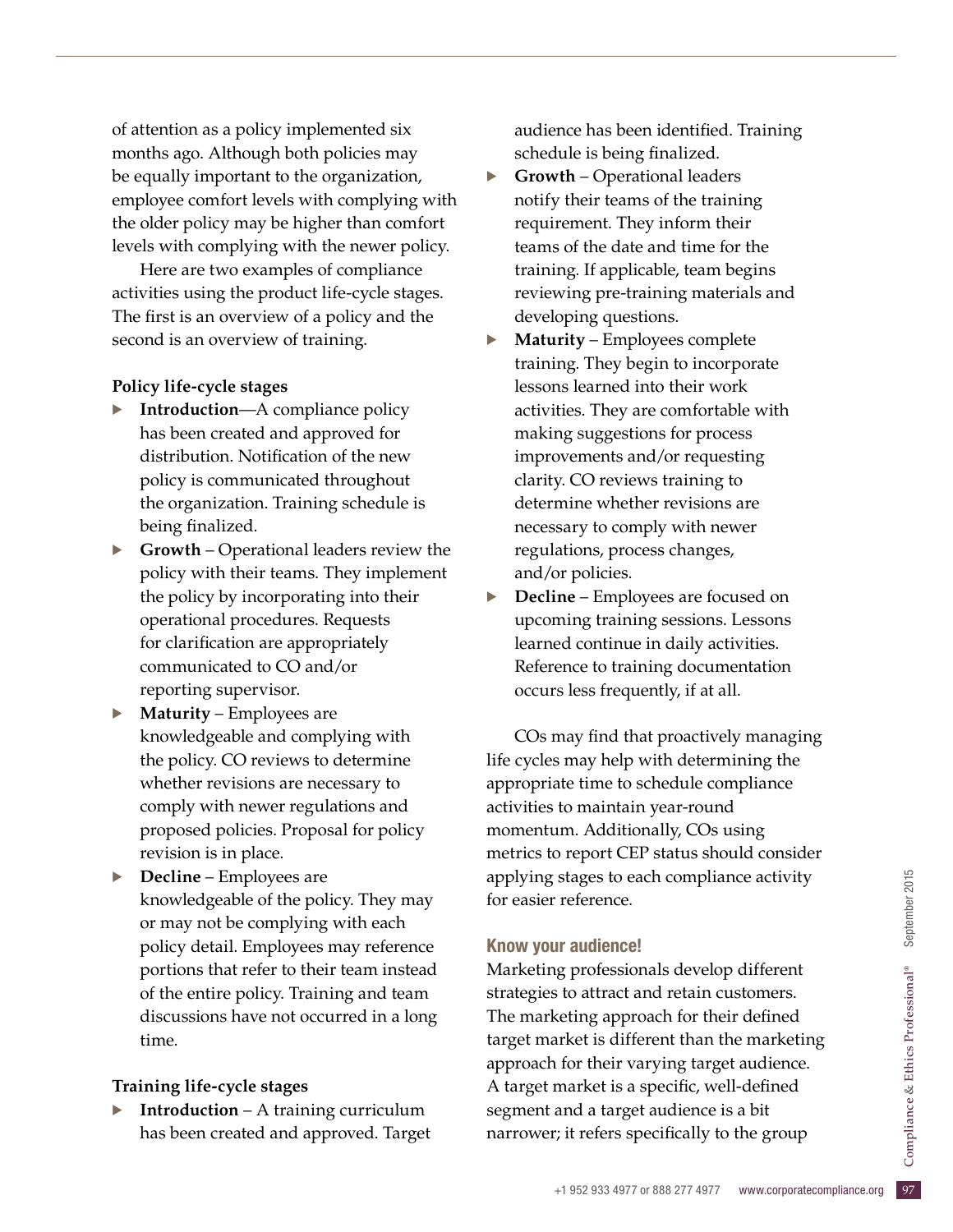of attention as a policy implemented six months ago. Although both policies may be equally important to the organization, employee comfort levels with complying with the older policy may be higher than comfort levels with complying with the newer policy.

Here are two examples of compliance activities using the product life-cycle stages. The first is an overview of a policy and the second is an overview of training.

**Policy life-cycle stages**

- **Introduction**—A compliance policy has been created and approved for distribution. Notification of the new policy is communicated throughout the organization. Training schedule is being finalized.
- **Growth** – Operational leaders review the policy with their teams. They implement the policy by incorporating into their operational procedures. Requests for clarification are appropriately communicated to CO and/or reporting supervisor.
- **Maturity** – Employees are knowledgeable and complying with the policy. CO reviews to determine whether revisions are necessary to comply with newer regulations and proposed policies. Proposal for policy revision is in place.
- **Decline** – Employees are knowledgeable of the policy. They may or may not be complying with each policy detail. Employees may reference portions that refer to their team instead of the entire policy. Training and team discussions have not occurred in a long time.

**Training life-cycle stages**

- **Introduction** – A training curriculum has been created and approved. Target audience has been identified. Training schedule is being finalized.
- **Growth** – Operational leaders notify their teams of the training requirement. They inform their teams of the date and time for the training. If applicable, team begins reviewing pre-training materials and developing questions.
- **Maturity** – Employees complete training. They begin to incorporate lessons learned into their work activities. They are comfortable with making suggestions for process improvements and/or requesting clarity. CO reviews training to determine whether revisions are necessary to comply with newer regulations, process changes, and/or policies.
- **Decline** – Employees are focused on upcoming training sessions. Lessons learned continue in daily activities. Reference to training documentation occurs less frequently, if at all.

COs may find that proactively managing life cycles may help with determining the appropriate time to schedule compliance activities to maintain year-round momentum. Additionally, COs using metrics to report CEP status should consider applying stages to each compliance activity for easier reference.

## Know your audience!

Marketing professionals develop different strategies to attract and retain customers. The marketing approach for their defined target market is different than the marketing approach for their varying target audience. A target market is a specific, well-defined segment and a target audience is a bit narrower; it refers specifically to the group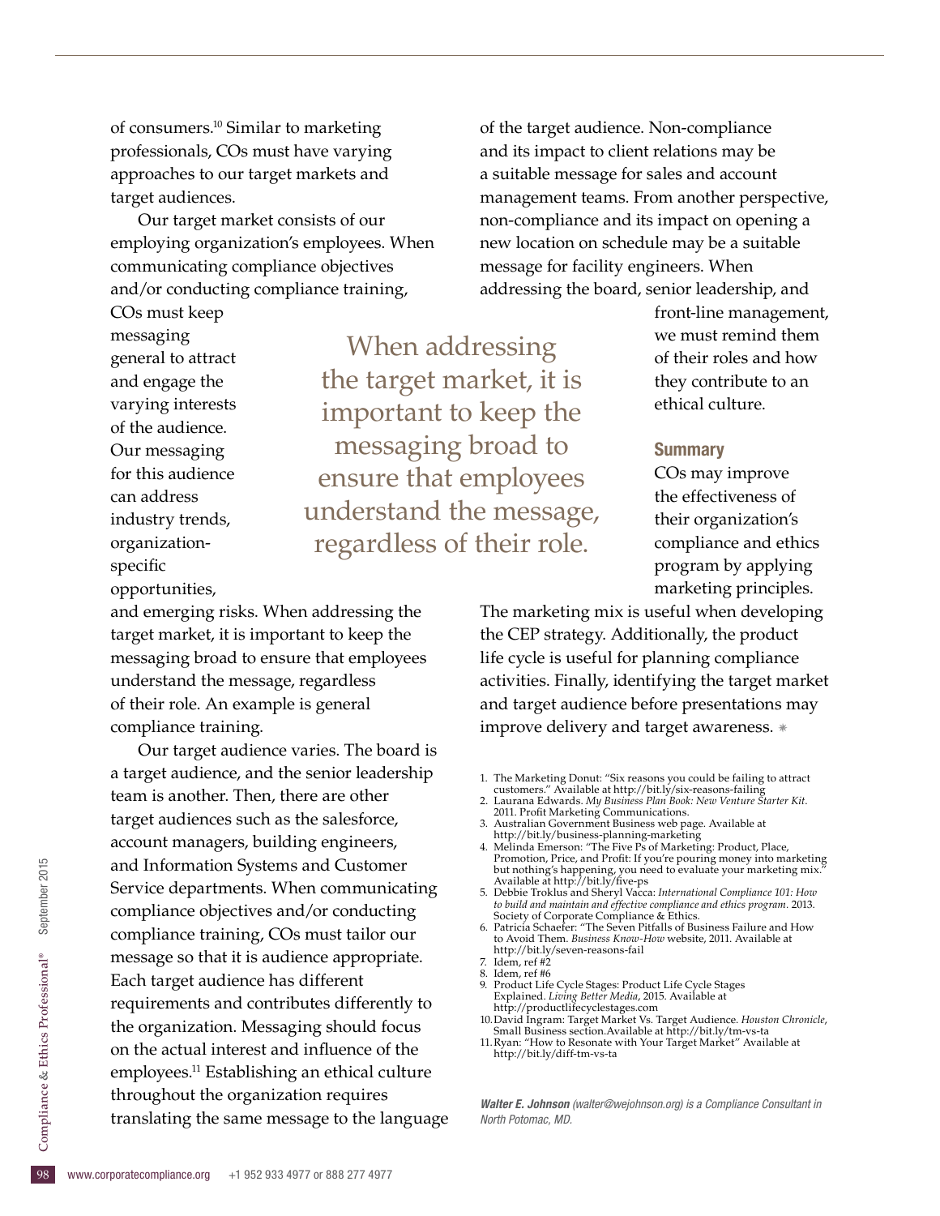of consumers.[10] Similar to marketing professionals, COs must have varying approaches to our target markets and target audiences.

Our target market consists of our employing organization's employees. When communicating compliance objectives and/or conducting compliance training, COs must keep messaging general to attract and engage the varying interests of the audience. Our messaging for this audience can address industry trends, organization-specific opportunities, and emerging risks. When addressing the target market, it is important to keep the messaging broad to ensure that employees understand the message, regardless of their role. An example is general compliance training.

> When addressing the target market, it is important to keep the messaging broad to ensure that employees understand the message, regardless of their role.

Our target audience varies. The board is a target audience, and the senior leadership team is another. Then, there are other target audiences such as the salesforce, account managers, building engineers, and Information Systems and Customer Service departments. When communicating compliance objectives and/or conducting compliance training, COs must tailor our message so that it is audience appropriate. Each target audience has different requirements and contributes differently to the organization. Messaging should focus on the actual interest and influence of the employees.[11] Establishing an ethical culture throughout the organization requires translating the same message to the language of the target audience. Non-compliance and its impact to client relations may be a suitable message for sales and account management teams. From another perspective, non-compliance and its impact on opening a new location on schedule may be a suitable message for facility engineers. When addressing the board, senior leadership, and front-line management, we must remind them of their roles and how they contribute to an ethical culture.

### Summary

COs may improve the effectiveness of their organization's compliance and ethics program by applying marketing principles. The marketing mix is useful when developing the CEP strategy. Additionally, the product life cycle is useful for planning compliance activities. Finally, identifying the target market and target audience before presentations may improve delivery and target awareness. *

1. The Marketing Donut: "Six reasons you could be failing to attract customers." Available at http://bit.ly/six-reasons-failing
2. Laurana Edwards. *My Business Plan Book: New Venture Starter Kit*. 2011. Profit Marketing Communications.
3. Australian Government Business web page. Available at http://bit.ly/business-planning-marketing
4. Melinda Emerson: "The Five Ps of Marketing: Product, Place, Promotion, Price, and Profit: If you're pouring money into marketing but nothing's happening, you need to evaluate your marketing mix." Available at http://bit.ly/five-ps
5. Debbie Troklus and Sheryl Vacca: *International Compliance 101: How to build and maintain and effective compliance and ethics program*. 2013. Society of Corporate Compliance & Ethics.
6. Patricia Schaefer: "The Seven Pitfalls of Business Failure and How to Avoid Them. *Business Know-How* website, 2011. Available at http://bit.ly/seven-reasons-fail
7. Idem, ref #2
8. Idem, ref #6
9. Product Life Cycle Stages: Product Life Cycle Stages Explained. *Living Better Media*, 2015. Available at http://productlifecyclestages.com
10. David Ingram: Target Market Vs. Target Audience. *Houston Chronicle*, Small Business section.Available at http://bit.ly/tm-vs-ta
11. Ryan: "How to Resonate with Your Target Market" Available at http://bit.ly/diff-tm-vs-ta

***Walter E. Johnson*** *(walter@wejohnson.org) is a Compliance Consultant in North Potomac, MD.*